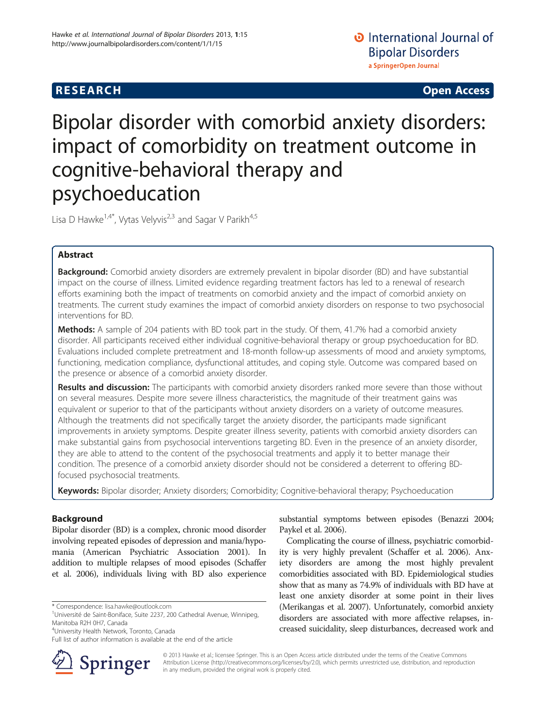RESEARCH Open Access

# Bipolar disorder with comorbid anxiety disorders: impact of comorbidity on treatment outcome in cognitive-behavioral therapy and psychoeducation

Lisa D Hawke[1,4*], Vytas Velyvis[2,3] and Sagar V Parikh[4,5]

## Abstract

**Background:** Comorbid anxiety disorders are extremely prevalent in bipolar disorder (BD) and have substantial impact on the course of illness. Limited evidence regarding treatment factors has led to a renewal of research efforts examining both the impact of treatments on comorbid anxiety and the impact of comorbid anxiety on treatments. The current study examines the impact of comorbid anxiety disorders on response to two psychosocial interventions for BD.

**Methods:** A sample of 204 patients with BD took part in the study. Of them, 41.7% had a comorbid anxiety disorder. All participants received either individual cognitive-behavioral therapy or group psychoeducation for BD. Evaluations included complete pretreatment and 18-month follow-up assessments of mood and anxiety symptoms, functioning, medication compliance, dysfunctional attitudes, and coping style. Outcome was compared based on the presence or absence of a comorbid anxiety disorder.

**Results and discussion:** The participants with comorbid anxiety disorders ranked more severe than those without on several measures. Despite more severe illness characteristics, the magnitude of their treatment gains was equivalent or superior to that of the participants without anxiety disorders on a variety of outcome measures. Although the treatments did not specifically target the anxiety disorder, the participants made significant improvements in anxiety symptoms. Despite greater illness severity, patients with comorbid anxiety disorders can make substantial gains from psychosocial interventions targeting BD. Even in the presence of an anxiety disorder, they are able to attend to the content of the psychosocial treatments and apply it to better manage their condition. The presence of a comorbid anxiety disorder should not be considered a deterrent to offering BD-focused psychosocial treatments.

**Keywords:** Bipolar disorder; Anxiety disorders; Comorbidity; Cognitive-behavioral therapy; Psychoeducation

## Background

Bipolar disorder (BD) is a complex, chronic mood disorder involving repeated episodes of depression and mania/hypomania (American Psychiatric Association 2001). In addition to multiple relapses of mood episodes (Schaffer et al. 2006), individuals living with BD also experience substantial symptoms between episodes (Benazzi 2004; Paykel et al. 2006).

Complicating the course of illness, psychiatric comorbidity is very highly prevalent (Schaffer et al. 2006). Anxiety disorders are among the most highly prevalent comorbidities associated with BD. Epidemiological studies show that as many as 74.9% of individuals with BD have at least one anxiety disorder at some point in their lives (Merikangas et al. 2007). Unfortunately, comorbid anxiety disorders are associated with more affective relapses, increased suicidality, sleep disturbances, decreased work and

\* Correspondence: lisa.hawke@outlook.com
[1]Université de Saint-Boniface, Suite 2237, 200 Cathedral Avenue, Winnipeg, Manitoba R2H 0H7, Canada
[4]University Health Network, Toronto, Canada
Full list of author information is available at the end of the article

© 2013 Hawke et al.; licensee Springer. This is an Open Access article distributed under the terms of the Creative Commons Attribution License (http://creativecommons.org/licenses/by/2.0), which permits unrestricted use, distribution, and reproduction in any medium, provided the original work is properly cited.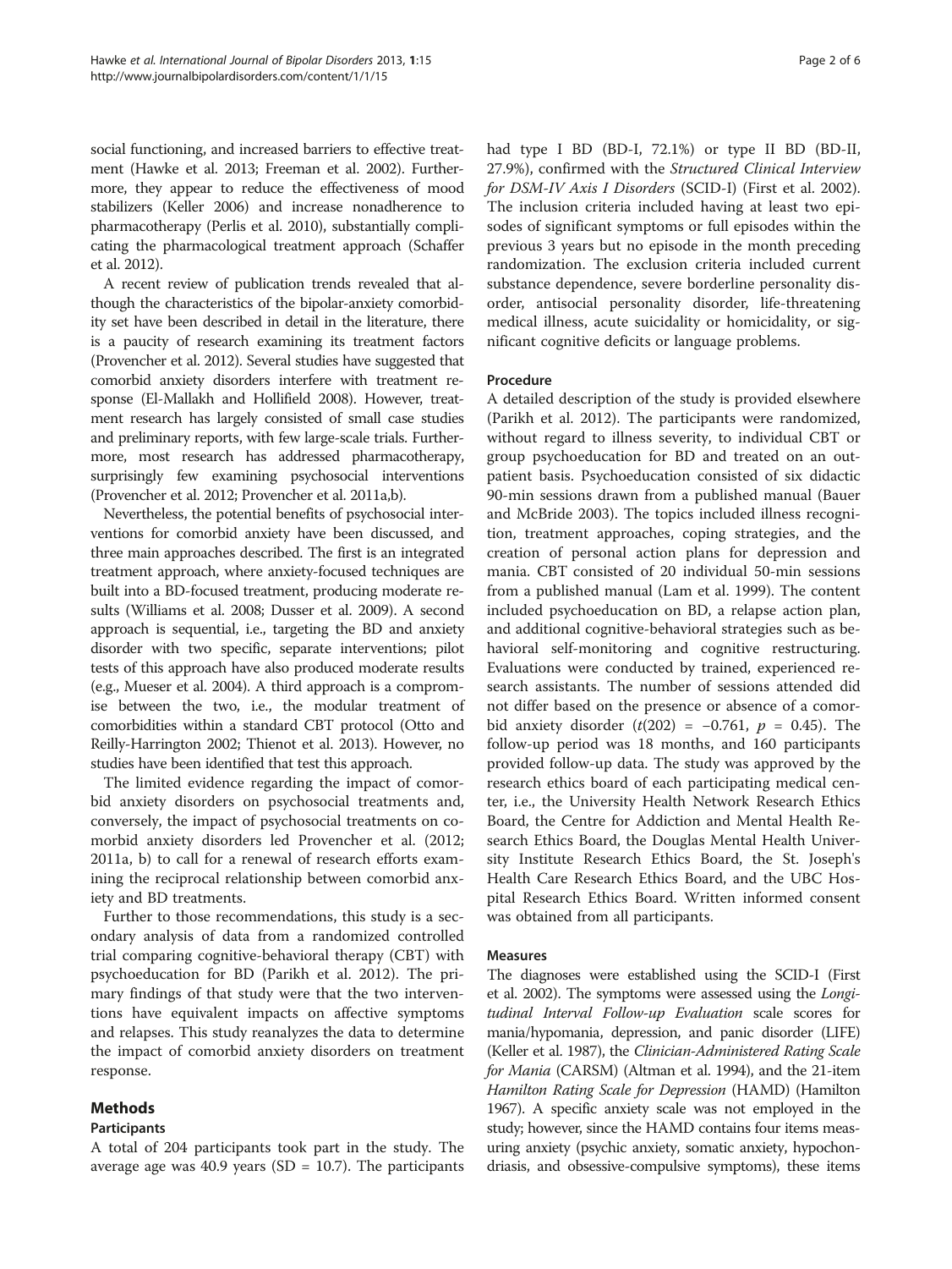social functioning, and increased barriers to effective treatment (Hawke et al. 2013; Freeman et al. 2002). Furthermore, they appear to reduce the effectiveness of mood stabilizers (Keller 2006) and increase nonadherence to pharmacotherapy (Perlis et al. 2010), substantially complicating the pharmacological treatment approach (Schaffer et al. 2012).

A recent review of publication trends revealed that although the characteristics of the bipolar-anxiety comorbidity set have been described in detail in the literature, there is a paucity of research examining its treatment factors (Provencher et al. 2012). Several studies have suggested that comorbid anxiety disorders interfere with treatment response (El-Mallakh and Hollifield 2008). However, treatment research has largely consisted of small case studies and preliminary reports, with few large-scale trials. Furthermore, most research has addressed pharmacotherapy, surprisingly few examining psychosocial interventions (Provencher et al. 2012; Provencher et al. 2011a,b).

Nevertheless, the potential benefits of psychosocial interventions for comorbid anxiety have been discussed, and three main approaches described. The first is an integrated treatment approach, where anxiety-focused techniques are built into a BD-focused treatment, producing moderate results (Williams et al. 2008; Dusser et al. 2009). A second approach is sequential, i.e., targeting the BD and anxiety disorder with two specific, separate interventions; pilot tests of this approach have also produced moderate results (e.g., Mueser et al. 2004). A third approach is a compromise between the two, i.e., the modular treatment of comorbidities within a standard CBT protocol (Otto and Reilly-Harrington 2002; Thienot et al. 2013). However, no studies have been identified that test this approach.

The limited evidence regarding the impact of comorbid anxiety disorders on psychosocial treatments and, conversely, the impact of psychosocial treatments on comorbid anxiety disorders led Provencher et al. (2012; 2011a, b) to call for a renewal of research efforts examining the reciprocal relationship between comorbid anxiety and BD treatments.

Further to those recommendations, this study is a secondary analysis of data from a randomized controlled trial comparing cognitive-behavioral therapy (CBT) with psychoeducation for BD (Parikh et al. 2012). The primary findings of that study were that the two interventions have equivalent impacts on affective symptoms and relapses. This study reanalyzes the data to determine the impact of comorbid anxiety disorders on treatment response.

## Methods

### Participants

A total of 204 participants took part in the study. The average age was 40.9 years (SD = 10.7). The participants had type I BD (BD-I, 72.1%) or type II BD (BD-II, 27.9%), confirmed with the *Structured Clinical Interview for DSM-IV Axis I Disorders* (SCID-I) (First et al. 2002). The inclusion criteria included having at least two episodes of significant symptoms or full episodes within the previous 3 years but no episode in the month preceding randomization. The exclusion criteria included current substance dependence, severe borderline personality disorder, antisocial personality disorder, life-threatening medical illness, acute suicidality or homicidality, or significant cognitive deficits or language problems.

### Procedure

A detailed description of the study is provided elsewhere (Parikh et al. 2012). The participants were randomized, without regard to illness severity, to individual CBT or group psychoeducation for BD and treated on an outpatient basis. Psychoeducation consisted of six didactic 90-min sessions drawn from a published manual (Bauer and McBride 2003). The topics included illness recognition, treatment approaches, coping strategies, and the creation of personal action plans for depression and mania. CBT consisted of 20 individual 50-min sessions from a published manual (Lam et al. 1999). The content included psychoeducation on BD, a relapse action plan, and additional cognitive-behavioral strategies such as behavioral self-monitoring and cognitive restructuring. Evaluations were conducted by trained, experienced research assistants. The number of sessions attended did not differ based on the presence or absence of a comorbid anxiety disorder ($t(202) = -0.761$, $p = 0.45$). The follow-up period was 18 months, and 160 participants provided follow-up data. The study was approved by the research ethics board of each participating medical center, i.e., the University Health Network Research Ethics Board, the Centre for Addiction and Mental Health Research Ethics Board, the Douglas Mental Health University Institute Research Ethics Board, the St. Joseph's Health Care Research Ethics Board, and the UBC Hospital Research Ethics Board. Written informed consent was obtained from all participants.

### Measures

The diagnoses were established using the SCID-I (First et al. 2002). The symptoms were assessed using the *Longitudinal Interval Follow-up Evaluation* scale scores for mania/hypomania, depression, and panic disorder (LIFE) (Keller et al. 1987), the *Clinician-Administered Rating Scale for Mania* (CARSM) (Altman et al. 1994), and the 21-item *Hamilton Rating Scale for Depression* (HAMD) (Hamilton 1967). A specific anxiety scale was not employed in the study; however, since the HAMD contains four items measuring anxiety (psychic anxiety, somatic anxiety, hypochondriasis, and obsessive-compulsive symptoms), these items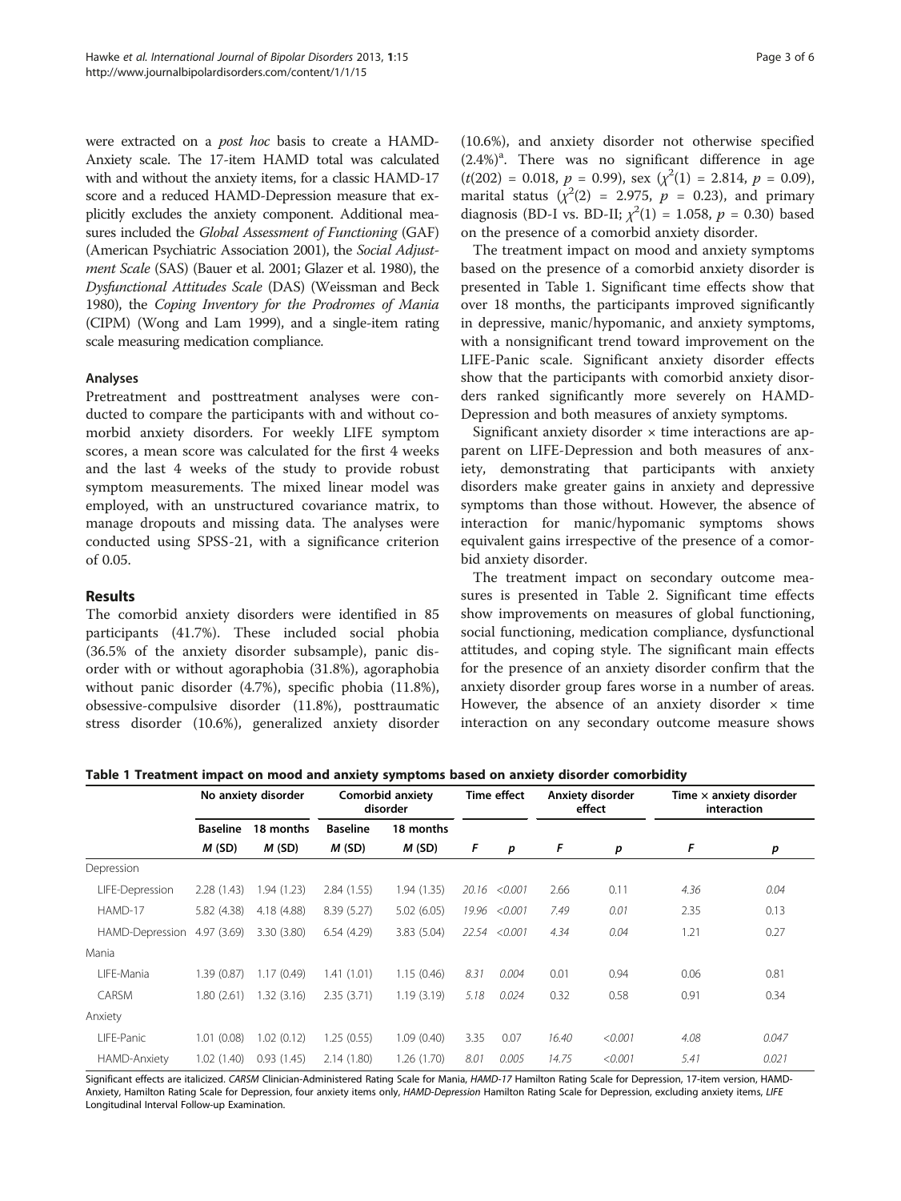were extracted on a *post hoc* basis to create a HAMD-Anxiety scale. The 17-item HAMD total was calculated with and without the anxiety items, for a classic HAMD-17 score and a reduced HAMD-Depression measure that explicitly excludes the anxiety component. Additional measures included the *Global Assessment of Functioning* (GAF) (American Psychiatric Association 2001), the *Social Adjustment Scale* (SAS) (Bauer et al. 2001; Glazer et al. 1980), the *Dysfunctional Attitudes Scale* (DAS) (Weissman and Beck 1980), the *Coping Inventory for the Prodromes of Mania* (CIPM) (Wong and Lam 1999), and a single-item rating scale measuring medication compliance.

### Analyses

Pretreatment and posttreatment analyses were conducted to compare the participants with and without comorbid anxiety disorders. For weekly LIFE symptom scores, a mean score was calculated for the first 4 weeks and the last 4 weeks of the study to provide robust symptom measurements. The mixed linear model was employed, with an unstructured covariance matrix, to manage dropouts and missing data. The analyses were conducted using SPSS-21, with a significance criterion of 0.05.

## Results

The comorbid anxiety disorders were identified in 85 participants (41.7%). These included social phobia (36.5% of the anxiety disorder subsample), panic disorder with or without agoraphobia (31.8%), agoraphobia without panic disorder (4.7%), specific phobia (11.8%), obsessive-compulsive disorder (11.8%), posttraumatic stress disorder (10.6%), generalized anxiety disorder (10.6%), and anxiety disorder not otherwise specified (2.4%)[a]. There was no significant difference in age ($t(202) = 0.018$, $p = 0.99$), sex ($\chi^2(1) = 2.814$, $p = 0.09$), marital status ($\chi^2(2) = 2.975$, $p = 0.23$), and primary diagnosis (BD-I vs. BD-II; $\chi^2(1) = 1.058$, $p = 0.30$) based on the presence of a comorbid anxiety disorder.

The treatment impact on mood and anxiety symptoms based on the presence of a comorbid anxiety disorder is presented in Table 1. Significant time effects show that over 18 months, the participants improved significantly in depressive, manic/hypomanic, and anxiety symptoms, with a nonsignificant trend toward improvement on the LIFE-Panic scale. Significant anxiety disorder effects show that the participants with comorbid anxiety disorders ranked significantly more severely on HAMD-Depression and both measures of anxiety symptoms.

Significant anxiety disorder × time interactions are apparent on LIFE-Depression and both measures of anxiety, demonstrating that participants with anxiety disorders make greater gains in anxiety and depressive symptoms than those without. However, the absence of interaction for manic/hypomanic symptoms shows equivalent gains irrespective of the presence of a comorbid anxiety disorder.

The treatment impact on secondary outcome measures is presented in Table 2. Significant time effects show improvements on measures of global functioning, social functioning, medication compliance, dysfunctional attitudes, and coping style. The significant main effects for the presence of an anxiety disorder confirm that the anxiety disorder group fares worse in a number of areas. However, the absence of an anxiety disorder × time interaction on any secondary outcome measure shows

**Table 1 Treatment impact on mood and anxiety symptoms based on anxiety disorder comorbidity**

| | No anxiety disorder | | Comorbid anxiety disorder | | Time effect | | Anxiety disorder effect | | Time × anxiety disorder interaction | |
|---|---|---|---|---|---|---|---|---|---|---|
| | Baseline | 18 months | Baseline | 18 months | | | | | | |
| | *M* (SD) | *M* (SD) | *M* (SD) | *M* (SD) | *F* | *p* | *F* | *p* | *F* | *p* |
| Depression | | | | | | | | | | |
| LIFE-Depression | 2.28 (1.43) | 1.94 (1.23) | 2.84 (1.55) | 1.94 (1.35) | *20.16* | *<0.001* | 2.66 | 0.11 | *4.36* | *0.04* |
| HAMD-17 | 5.82 (4.38) | 4.18 (4.88) | 8.39 (5.27) | 5.02 (6.05) | *19.96* | *<0.001* | *7.49* | *0.01* | 2.35 | 0.13 |
| HAMD-Depression | 4.97 (3.69) | 3.30 (3.80) | 6.54 (4.29) | 3.83 (5.04) | *22.54* | *<0.001* | *4.34* | *0.04* | 1.21 | 0.27 |
| Mania | | | | | | | | | | |
| LIFE-Mania | 1.39 (0.87) | 1.17 (0.49) | 1.41 (1.01) | 1.15 (0.46) | *8.31* | *0.004* | 0.01 | 0.94 | 0.06 | 0.81 |
| CARSM | 1.80 (2.61) | 1.32 (3.16) | 2.35 (3.71) | 1.19 (3.19) | *5.18* | *0.024* | 0.32 | 0.58 | 0.91 | 0.34 |
| Anxiety | | | | | | | | | | |
| LIFE-Panic | 1.01 (0.08) | 1.02 (0.12) | 1.25 (0.55) | 1.09 (0.40) | 3.35 | 0.07 | *16.40* | *<0.001* | *4.08* | *0.047* |
| HAMD-Anxiety | 1.02 (1.40) | 0.93 (1.45) | 2.14 (1.80) | 1.26 (1.70) | *8.01* | *0.005* | *14.75* | *<0.001* | *5.41* | *0.021* |

Significant effects are italicized. *CARSM* Clinician-Administered Rating Scale for Mania, *HAMD-17* Hamilton Rating Scale for Depression, 17-item version, HAMD-Anxiety, Hamilton Rating Scale for Depression, four anxiety items only, *HAMD-Depression* Hamilton Rating Scale for Depression, excluding anxiety items, *LIFE* Longitudinal Interval Follow-up Examination.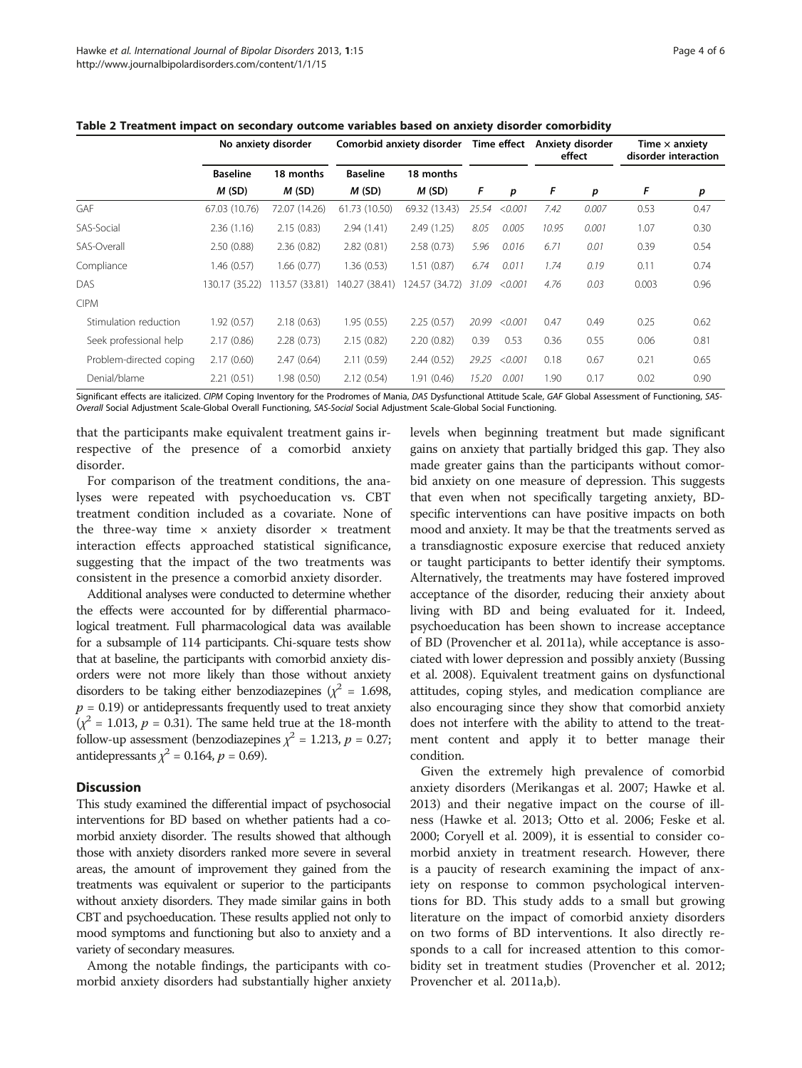**Table 2 Treatment impact on secondary outcome variables based on anxiety disorder comorbidity**

| | No anxiety disorder | | Comorbid anxiety disorder | | Time effect | | Anxiety disorder effect | | Time × anxiety disorder interaction | |
|---|---|---|---|---|---|---|---|---|---|---|
| | Baseline | 18 months | Baseline | 18 months | | | | | | |
| | *M* (SD) | *M* (SD) | *M* (SD) | *M* (SD) | *F* | *p* | *F* | *p* | *F* | *p* |
| GAF | 67.03 (10.76) | 72.07 (14.26) | 61.73 (10.50) | 69.32 (13.43) | *25.54* | *<0.001* | *7.42* | *0.007* | 0.53 | 0.47 |
| SAS-Social | 2.36 (1.16) | 2.15 (0.83) | 2.94 (1.41) | 2.49 (1.25) | *8.05* | *0.005* | *10.95* | *0.001* | 1.07 | 0.30 |
| SAS-Overall | 2.50 (0.88) | 2.36 (0.82) | 2.82 (0.81) | 2.58 (0.73) | *5.96* | *0.016* | *6.71* | *0.01* | 0.39 | 0.54 |
| Compliance | 1.46 (0.57) | 1.66 (0.77) | 1.36 (0.53) | 1.51 (0.87) | *6.74* | *0.011* | 1.74 | 0.19 | 0.11 | 0.74 |
| DAS | 130.17 (35.22) | 113.57 (33.81) | 140.27 (38.41) | 124.57 (34.72) | *31.09* | *<0.001* | *4.76* | *0.03* | 0.003 | 0.96 |
| CIPM | | | | | | | | | | |
| Stimulation reduction | 1.92 (0.57) | 2.18 (0.63) | 1.95 (0.55) | 2.25 (0.57) | *20.99* | *<0.001* | 0.47 | 0.49 | 0.25 | 0.62 |
| Seek professional help | 2.17 (0.86) | 2.28 (0.73) | 2.15 (0.82) | 2.20 (0.82) | 0.39 | 0.53 | 0.36 | 0.55 | 0.06 | 0.81 |
| Problem-directed coping | 2.17 (0.60) | 2.47 (0.64) | 2.11 (0.59) | 2.44 (0.52) | *29.25* | *<0.001* | 0.18 | 0.67 | 0.21 | 0.65 |
| Denial/blame | 2.21 (0.51) | 1.98 (0.50) | 2.12 (0.54) | 1.91 (0.46) | *15.20* | *0.001* | 1.90 | 0.17 | 0.02 | 0.90 |

Significant effects are italicized. *CIPM* Coping Inventory for the Prodromes of Mania, *DAS* Dysfunctional Attitude Scale, *GAF* Global Assessment of Functioning, *SAS-Overall* Social Adjustment Scale-Global Overall Functioning, *SAS-Social* Social Adjustment Scale-Global Social Functioning.

that the participants make equivalent treatment gains irrespective of the presence of a comorbid anxiety disorder.

For comparison of the treatment conditions, the analyses were repeated with psychoeducation vs. CBT treatment condition included as a covariate. None of the three-way time × anxiety disorder × treatment interaction effects approached statistical significance, suggesting that the impact of the two treatments was consistent in the presence a comorbid anxiety disorder.

Additional analyses were conducted to determine whether the effects were accounted for by differential pharmacological treatment. Full pharmacological data was available for a subsample of 114 participants. Chi-square tests show that at baseline, the participants with comorbid anxiety disorders were not more likely than those without anxiety disorders to be taking either benzodiazepines ($\chi^2$ = 1.698, $p$ = 0.19) or antidepressants frequently used to treat anxiety ($\chi^2$ = 1.013, $p$ = 0.31). The same held true at the 18-month follow-up assessment (benzodiazepines $\chi^2$ = 1.213, $p$ = 0.27; antidepressants $\chi^2$ = 0.164, $p$ = 0.69).

## Discussion

This study examined the differential impact of psychosocial interventions for BD based on whether patients had a comorbid anxiety disorder. The results showed that although those with anxiety disorders ranked more severe in several areas, the amount of improvement they gained from the treatments was equivalent or superior to the participants without anxiety disorders. They made similar gains in both CBT and psychoeducation. These results applied not only to mood symptoms and functioning but also to anxiety and a variety of secondary measures.

Among the notable findings, the participants with comorbid anxiety disorders had substantially higher anxiety levels when beginning treatment but made significant gains on anxiety that partially bridged this gap. They also made greater gains than the participants without comorbid anxiety on one measure of depression. This suggests that even when not specifically targeting anxiety, BD-specific interventions can have positive impacts on both mood and anxiety. It may be that the treatments served as a transdiagnostic exposure exercise that reduced anxiety or taught participants to better identify their symptoms. Alternatively, the treatments may have fostered improved acceptance of the disorder, reducing their anxiety about living with BD and being evaluated for it. Indeed, psychoeducation has been shown to increase acceptance of BD (Provencher et al. 2011a), while acceptance is associated with lower depression and possibly anxiety (Bussing et al. 2008). Equivalent treatment gains on dysfunctional attitudes, coping styles, and medication compliance are also encouraging since they show that comorbid anxiety does not interfere with the ability to attend to the treatment content and apply it to better manage their condition.

Given the extremely high prevalence of comorbid anxiety disorders (Merikangas et al. 2007; Hawke et al. 2013) and their negative impact on the course of illness (Hawke et al. 2013; Otto et al. 2006; Feske et al. 2000; Coryell et al. 2009), it is essential to consider comorbid anxiety in treatment research. However, there is a paucity of research examining the impact of anxiety on response to common psychological interventions for BD. This study adds to a small but growing literature on the impact of comorbid anxiety disorders on two forms of BD interventions. It also directly responds to a call for increased attention to this comorbidity set in treatment studies (Provencher et al. 2012; Provencher et al. 2011a,b).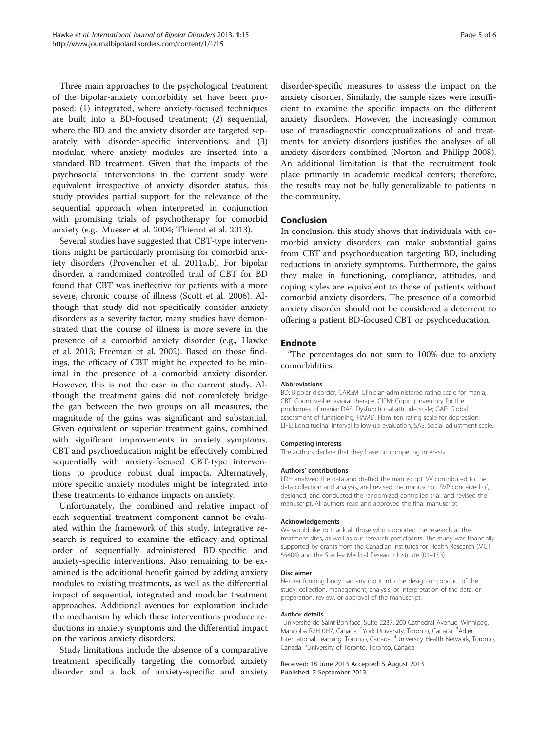Three main approaches to the psychological treatment of the bipolar-anxiety comorbidity set have been proposed: (1) integrated, where anxiety-focused techniques are built into a BD-focused treatment; (2) sequential, where the BD and the anxiety disorder are targeted separately with disorder-specific interventions; and (3) modular, where anxiety modules are inserted into a standard BD treatment. Given that the impacts of the psychosocial interventions in the current study were equivalent irrespective of anxiety disorder status, this study provides partial support for the relevance of the sequential approach when interpreted in conjunction with promising trials of psychotherapy for comorbid anxiety (e.g., Mueser et al. 2004; Thienot et al. 2013).

Several studies have suggested that CBT-type interventions might be particularly promising for comorbid anxiety disorders (Provencher et al. 2011a,b). For bipolar disorder, a randomized controlled trial of CBT for BD found that CBT was ineffective for patients with a more severe, chronic course of illness (Scott et al. 2006). Although that study did not specifically consider anxiety disorders as a severity factor, many studies have demonstrated that the course of illness is more severe in the presence of a comorbid anxiety disorder (e.g., Hawke et al. 2013; Freeman et al. 2002). Based on those findings, the efficacy of CBT might be expected to be minimal in the presence of a comorbid anxiety disorder. However, this is not the case in the current study. Although the treatment gains did not completely bridge the gap between the two groups on all measures, the magnitude of the gains was significant and substantial. Given equivalent or superior treatment gains, combined with significant improvements in anxiety symptoms, CBT and psychoeducation might be effectively combined sequentially with anxiety-focused CBT-type interventions to produce robust dual impacts. Alternatively, more specific anxiety modules might be integrated into these treatments to enhance impacts on anxiety.

Unfortunately, the combined and relative impact of each sequential treatment component cannot be evaluated within the framework of this study. Integrative research is required to examine the efficacy and optimal order of sequentially administered BD-specific and anxiety-specific interventions. Also remaining to be examined is the additional benefit gained by adding anxiety modules to existing treatments, as well as the differential impact of sequential, integrated and modular treatment approaches. Additional avenues for exploration include the mechanism by which these interventions produce reductions in anxiety symptoms and the differential impact on the various anxiety disorders.

Study limitations include the absence of a comparative treatment specifically targeting the comorbid anxiety disorder and a lack of anxiety-specific and anxiety disorder-specific measures to assess the impact on the anxiety disorder. Similarly, the sample sizes were insufficient to examine the specific impacts on the different anxiety disorders. However, the increasingly common use of transdiagnostic conceptualizations of and treatments for anxiety disorders justifies the analyses of all anxiety disorders combined (Norton and Philipp 2008). An additional limitation is that the recruitment took place primarily in academic medical centers; therefore, the results may not be fully generalizable to patients in the community.

## Conclusion

In conclusion, this study shows that individuals with comorbid anxiety disorders can make substantial gains from CBT and psychoeducation targeting BD, including reductions in anxiety symptoms. Furthermore, the gains they make in functioning, compliance, attitudes, and coping styles are equivalent to those of patients without comorbid anxiety disorders. The presence of a comorbid anxiety disorder should not be considered a deterrent to offering a patient BD-focused CBT or psychoeducation.

## Endnote

[a]The percentages do not sum to 100% due to anxiety comorbidities.

#### Abbreviations

BD: Bipolar disorder; CARSM: Clinician-administered rating scale for mania; CBT: Cognitive-behavioral therapy; CIPM: Coping inventory for the prodromes of mania; DAS: Dysfunctional attitude scale; GAF: Global assessment of functioning; HAMD: Hamilton rating scale for depression; LIFE: Longitudinal interval follow-up evaluation; SAS: Social adjustment scale.

#### Competing interests

The authors declare that they have no competing interests.

#### Authors' contributions

LDH analyzed the data and drafted the manuscript. VV contributed to the data collection and analysis, and revised the manuscript. SVP conceived of, designed, and conducted the randomized controlled trial, and revised the manuscript. All authors read and approved the final manuscript.

#### Acknowledgements

We would like to thank all those who supported the research at the treatment sites, as well as our research participants. The study was financially supported by grants from the Canadian Institutes for Health Research (MCT 55404) and the Stanley Medical Research Institute (01–153).

#### Disclaimer

Neither funding body had any input into the design or conduct of the study; collection, management, analysis, or interpretation of the data; or preparation, review, or approval of the manuscript.

#### Author details

[1]Université de Saint-Boniface, Suite 2237, 200 Cathedral Avenue, Winnipeg, Manitoba R2H 0H7, Canada. [2]York University, Toronto, Canada. [3]Adler International Learning, Toronto, Canada. [4]University Health Network, Toronto, Canada. [5]University of Toronto, Toronto, Canada.

Received: 18 June 2013 Accepted: 5 August 2013
Published: 2 September 2013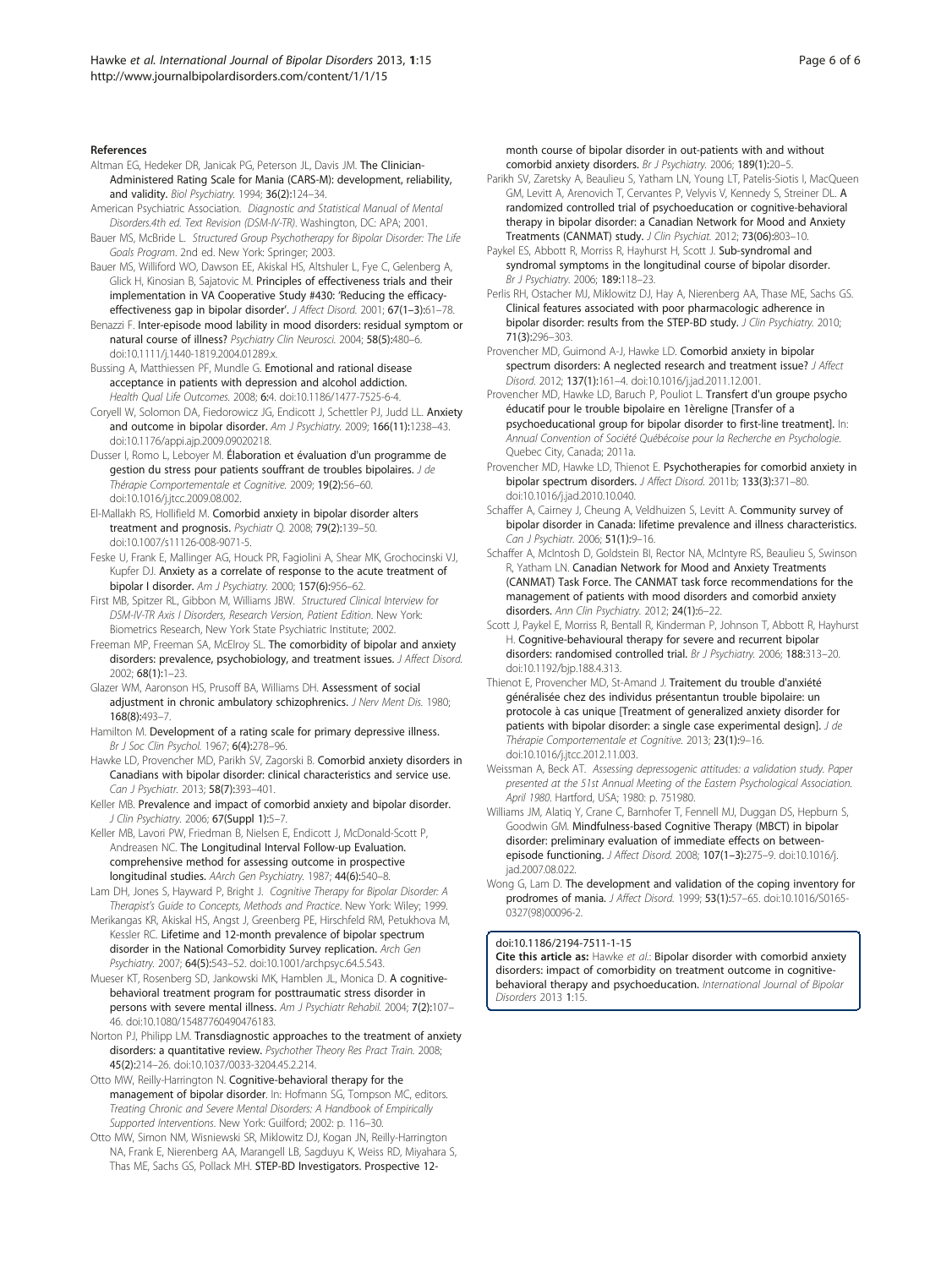## References

Altman EG, Hedeker DR, Janicak PG, Peterson JL, Davis JM. The Clinician-Administered Rating Scale for Mania (CARS-M): development, reliability, and validity. *Biol Psychiatry.* 1994; 36(2):124–34.

American Psychiatric Association. *Diagnostic and Statistical Manual of Mental Disorders.4th ed. Text Revision (DSM-IV-TR)*. Washington, DC: APA; 2001.

Bauer MS, McBride L. *Structured Group Psychotherapy for Bipolar Disorder: The Life Goals Program*. 2nd ed. New York: Springer; 2003.

Bauer MS, Williford WO, Dawson EE, Akiskal HS, Altshuler L, Fye C, Gelenberg A, Glick H, Kinosian B, Sajatovic M. Principles of effectiveness trials and their implementation in VA Cooperative Study #430: 'Reducing the efficacy-effectiveness gap in bipolar disorder'. *J Affect Disord.* 2001; 67(1–3):61–78.

Benazzi F. Inter-episode mood lability in mood disorders: residual symptom or natural course of illness? *Psychiatry Clin Neurosci.* 2004; 58(5):480–6. doi:10.1111/j.1440-1819.2004.01289.x.

Bussing A, Matthiessen PF, Mundle G. Emotional and rational disease acceptance in patients with depression and alcohol addiction. *Health Qual Life Outcomes.* 2008; 6:4. doi:10.1186/1477-7525-6-4.

Coryell W, Solomon DA, Fiedorowicz JG, Endicott J, Schettler PJ, Judd LL. Anxiety and outcome in bipolar disorder. *Am J Psychiatry.* 2009; 166(11):1238–43. doi:10.1176/appi.ajp.2009.09020218.

Dusser I, Romo L, Leboyer M. Élaboration et évaluation d'un programme de gestion du stress pour patients souffrant de troubles bipolaires. *J de Thérapie Comportementale et Cognitive.* 2009; 19(2):56–60. doi:10.1016/j.jtcc.2009.08.002.

El-Mallakh RS, Hollifield M. Comorbid anxiety in bipolar disorder alters treatment and prognosis. *Psychiatr Q.* 2008; 79(2):139–50. doi:10.1007/s11126-008-9071-5.

Feske U, Frank E, Mallinger AG, Houck PR, Fagiolini A, Shear MK, Grochocinski VJ, Kupfer DJ. Anxiety as a correlate of response to the acute treatment of bipolar I disorder. *Am J Psychiatry.* 2000; 157(6):956–62.

First MB, Spitzer RL, Gibbon M, Williams JBW. *Structured Clinical Interview for DSM-IV-TR Axis I Disorders, Research Version, Patient Edition*. New York: Biometrics Research, New York State Psychiatric Institute; 2002.

Freeman MP, Freeman SA, McElroy SL. The comorbidity of bipolar and anxiety disorders: prevalence, psychobiology, and treatment issues. *J Affect Disord.* 2002; 68(1):1–23.

Glazer WM, Aaronson HS, Prusoff BA, Williams DH. Assessment of social adjustment in chronic ambulatory schizophrenics. *J Nerv Ment Dis.* 1980; 168(8):493–7.

Hamilton M. Development of a rating scale for primary depressive illness. *Br J Soc Clin Psychol.* 1967; 6(4):278–96.

Hawke LD, Provencher MD, Parikh SV, Zagorski B. Comorbid anxiety disorders in Canadians with bipolar disorder: clinical characteristics and service use. *Can J Psychiatr.* 2013; 58(7):393–401.

Keller MB. Prevalence and impact of comorbid anxiety and bipolar disorder. *J Clin Psychiatry.* 2006; 67(Suppl 1):5–7.

Keller MB, Lavori PW, Friedman B, Nielsen E, Endicott J, McDonald-Scott P, Andreasen NC. The Longitudinal Interval Follow-up Evaluation. comprehensive method for assessing outcome in prospective longitudinal studies. *AArch Gen Psychiatry.* 1987; 44(6):540–8.

Lam DH, Jones S, Hayward P, Bright J. *Cognitive Therapy for Bipolar Disorder: A Therapist's Guide to Concepts, Methods and Practice*. New York: Wiley; 1999.

Merikangas KR, Akiskal HS, Angst J, Greenberg PE, Hirschfeld RM, Petukhova M, Kessler RC. Lifetime and 12-month prevalence of bipolar spectrum disorder in the National Comorbidity Survey replication. *Arch Gen Psychiatry.* 2007; 64(5):543–52. doi:10.1001/archpsyc.64.5.543.

Mueser KT, Rosenberg SD, Jankowski MK, Hamblen JL, Monica D. A cognitive-behavioral treatment program for posttraumatic stress disorder in persons with severe mental illness. *Am J Psychiatr Rehabil.* 2004; 7(2):107–46. doi:10.1080/15487760490476183.

Norton PJ, Philipp LM. Transdiagnostic approaches to the treatment of anxiety disorders: a quantitative review. *Psychother Theory Res Pract Train.* 2008; 45(2):214–26. doi:10.1037/0033-3204.45.2.214.

Otto MW, Reilly-Harrington N. Cognitive-behavioral therapy for the management of bipolar disorder. In: Hofmann SG, Tompson MC, editors. *Treating Chronic and Severe Mental Disorders: A Handbook of Empirically Supported Interventions*. New York: Guilford; 2002: p. 116–30.

Otto MW, Simon NM, Wisniewski SR, Miklowitz DJ, Kogan JN, Reilly-Harrington NA, Frank E, Nierenberg AA, Marangell LB, Sagduyu K, Weiss RD, Miyahara S, Thas ME, Sachs GS, Pollack MH. STEP-BD Investigators. Prospective 12-month course of bipolar disorder in out-patients with and without comorbid anxiety disorders. *Br J Psychiatry.* 2006; 189(1):20–5.

Parikh SV, Zaretsky A, Beaulieu S, Yatham LN, Young LT, Patelis-Siotis I, MacQueen GM, Levitt A, Arenovich T, Cervantes P, Velyvis V, Kennedy S, Streiner DL. A randomized controlled trial of psychoeducation or cognitive-behavioral therapy in bipolar disorder: a Canadian Network for Mood and Anxiety Treatments (CANMAT) study. *J Clin Psychiat.* 2012; 73(06):803–10.

Paykel ES, Abbott R, Morriss R, Hayhurst H, Scott J. Sub-syndromal and syndromal symptoms in the longitudinal course of bipolar disorder. *Br J Psychiatry.* 2006; 189:118–23.

Perlis RH, Ostacher MJ, Miklowitz DJ, Hay A, Nierenberg AA, Thase ME, Sachs GS. Clinical features associated with poor pharmacologic adherence in bipolar disorder: results from the STEP-BD study. *J Clin Psychiatry.* 2010; 71(3):296–303.

Provencher MD, Guimond A-J, Hawke LD. Comorbid anxiety in bipolar spectrum disorders: A neglected research and treatment issue? *J Affect Disord.* 2012; 137(1):161–4. doi:10.1016/j.jad.2011.12.001.

Provencher MD, Hawke LD, Baruch P, Pouliot L. Transfert d'un groupe psycho éducatif pour le trouble bipolaire en 1èreligne [Transfer of a psychoeducational group for bipolar disorder to first-line treatment]. In: *Annual Convention of Société Québécoise pour la Recherche en Psychologie*. Quebec City, Canada; 2011a.

Provencher MD, Hawke LD, Thienot E. Psychotherapies for comorbid anxiety in bipolar spectrum disorders. *J Affect Disord.* 2011b; 133(3):371–80. doi:10.1016/j.jad.2010.10.040.

Schaffer A, Cairney J, Cheung A, Veldhuizen S, Levitt A. Community survey of bipolar disorder in Canada: lifetime prevalence and illness characteristics. *Can J Psychiatr.* 2006; 51(1):9–16.

Schaffer A, McIntosh D, Goldstein BI, Rector NA, McIntyre RS, Beaulieu S, Swinson R, Yatham LN. Canadian Network for Mood and Anxiety Treatments (CANMAT) Task Force. The CANMAT task force recommendations for the management of patients with mood disorders and comorbid anxiety disorders. *Ann Clin Psychiatry.* 2012; 24(1):6–22.

Scott J, Paykel E, Morriss R, Bentall R, Kinderman P, Johnson T, Abbott R, Hayhurst H. Cognitive-behavioural therapy for severe and recurrent bipolar disorders: randomised controlled trial. *Br J Psychiatry.* 2006; 188:313–20. doi:10.1192/bjp.188.4.313.

Thienot E, Provencher MD, St-Amand J. Traitement du trouble d'anxiété généralisée chez des individus présentantun trouble bipolaire: un protocole à cas unique [Treatment of generalized anxiety disorder for patients with bipolar disorder: a single case experimental design]. *J de Thérapie Comportementale et Cognitive.* 2013; 23(1):9–16. doi:10.1016/j.jtcc.2012.11.003.

Weissman A, Beck AT. *Assessing depressogenic attitudes: a validation study. Paper presented at the 51st Annual Meeting of the Eastern Psychological Association. April 1980*. Hartford, USA; 1980: p. 751980.

Williams JM, Alatiq Y, Crane C, Barnhofer T, Fennell MJ, Duggan DS, Hepburn S, Goodwin GM. Mindfulness-based Cognitive Therapy (MBCT) in bipolar disorder: preliminary evaluation of immediate effects on between-episode functioning. *J Affect Disord.* 2008; 107(1–3):275–9. doi:10.1016/j.jad.2007.08.022.

Wong G, Lam D. The development and validation of the coping inventory for prodromes of mania. *J Affect Disord.* 1999; 53(1):57–65. doi:10.1016/S0165-0327(98)00096-2.

doi:10.1186/2194-7511-1-15

**Cite this article as:** Hawke *et al.*: Bipolar disorder with comorbid anxiety disorders: impact of comorbidity on treatment outcome in cognitive-behavioral therapy and psychoeducation. *International Journal of Bipolar Disorders* 2013 **1**:15.